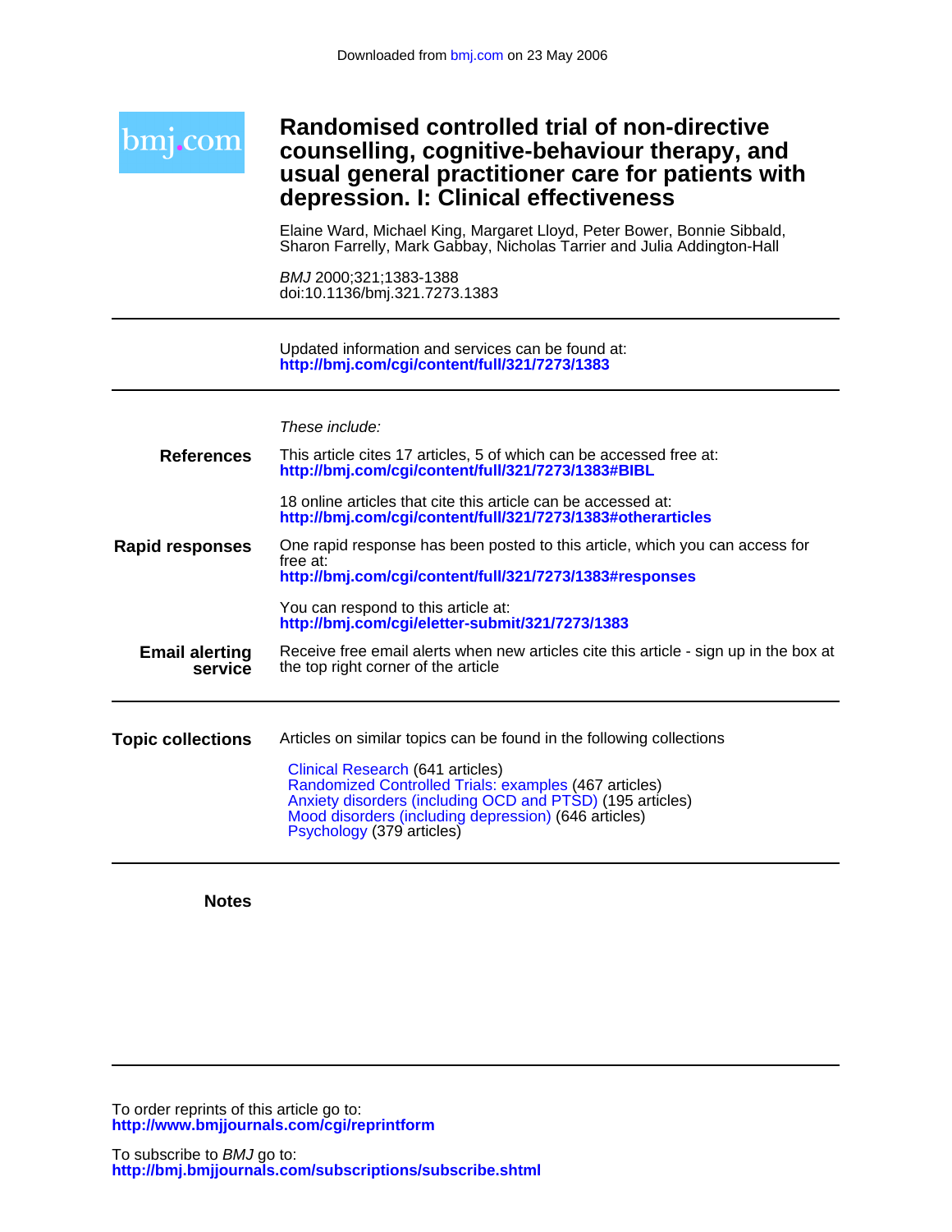Downloaded from bmj.com on 23 May 2006

bmj.com

# Randomised controlled trial of non-directive counselling, cognitive-behaviour therapy, and usual general practitioner care for patients with depression. I: Clinical effectiveness

Elaine Ward, Michael King, Margaret Lloyd, Peter Bower, Bonnie Sibbald, Sharon Farrelly, Mark Gabbay, Nicholas Tarrier and Julia Addington-Hall

*BMJ* 2000;321;1383-1388
doi:10.1136/bmj.321.7273.1383

---

Updated information and services can be found at:
**http://bmj.com/cgi/content/full/321/7273/1383**

---

*These include:*

**References**

This article cites 17 articles, 5 of which can be accessed free at:
**http://bmj.com/cgi/content/full/321/7273/1383#BIBL**

18 online articles that cite this article can be accessed at:
**http://bmj.com/cgi/content/full/321/7273/1383#otherarticles**

**Rapid responses**

One rapid response has been posted to this article, which you can access for free at:
**http://bmj.com/cgi/content/full/321/7273/1383#responses**

You can respond to this article at:
**http://bmj.com/cgi/eletter-submit/321/7273/1383**

**Email alerting service**

Receive free email alerts when new articles cite this article - sign up in the box at the top right corner of the article

---

**Topic collections**

Articles on similar topics can be found in the following collections

- Clinical Research (641 articles)
- Randomized Controlled Trials: examples (467 articles)
- Anxiety disorders (including OCD and PTSD) (195 articles)
- Mood disorders (including depression) (646 articles)
- Psychology (379 articles)

---

**Notes**

---

To order reprints of this article go to:
**http://www.bmjjournals.com/cgi/reprintform**

To subscribe to *BMJ* go to:
**http://bmj.bmjjournals.com/subscriptions/subscribe.shtml**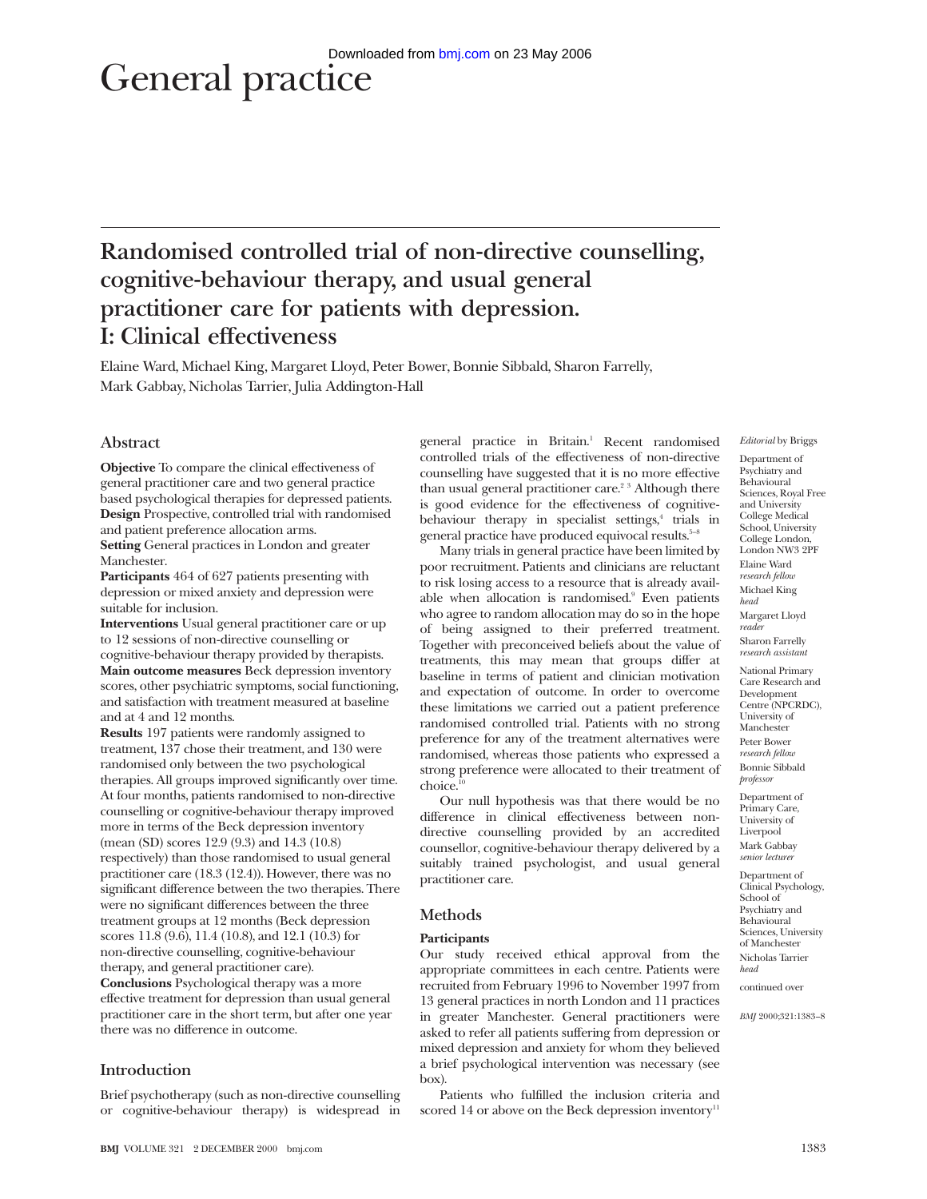# General practice

## Randomised controlled trial of non-directive counselling, cognitive-behaviour therapy, and usual general practitioner care for patients with depression. I: Clinical effectiveness

Elaine Ward, Michael King, Margaret Lloyd, Peter Bower, Bonnie Sibbald, Sharon Farrelly, Mark Gabbay, Nicholas Tarrier, Julia Addington-Hall

### Abstract

**Objective** To compare the clinical effectiveness of general practitioner care and two general practice based psychological therapies for depressed patients.
**Design** Prospective, controlled trial with randomised and patient preference allocation arms.
**Setting** General practices in London and greater Manchester.
**Participants** 464 of 627 patients presenting with depression or mixed anxiety and depression were suitable for inclusion.
**Interventions** Usual general practitioner care or up to 12 sessions of non-directive counselling or cognitive-behaviour therapy provided by therapists.
**Main outcome measures** Beck depression inventory scores, other psychiatric symptoms, social functioning, and satisfaction with treatment measured at baseline and at 4 and 12 months.
**Results** 197 patients were randomly assigned to treatment, 137 chose their treatment, and 130 were randomised only between the two psychological therapies. All groups improved significantly over time. At four months, patients randomised to non-directive counselling or cognitive-behaviour therapy improved more in terms of the Beck depression inventory (mean (SD) scores 12.9 (9.3) and 14.3 (10.8) respectively) than those randomised to usual general practitioner care (18.3 (12.4)). However, there was no significant difference between the two therapies. There were no significant differences between the three treatment groups at 12 months (Beck depression scores 11.8 (9.6), 11.4 (10.8), and 12.1 (10.3) for non-directive counselling, cognitive-behaviour therapy, and general practitioner care).
**Conclusions** Psychological therapy was a more effective treatment for depression than usual general practitioner care in the short term, but after one year there was no difference in outcome.

### Introduction

Brief psychotherapy (such as non-directive counselling or cognitive-behaviour therapy) is widespread in general practice in Britain.[1] Recent randomised controlled trials of the effectiveness of non-directive counselling have suggested that it is no more effective than usual general practitioner care.[2 3] Although there is good evidence for the effectiveness of cognitive-behaviour therapy in specialist settings,[4] trials in general practice have produced equivocal results.[5–8]

Many trials in general practice have been limited by poor recruitment. Patients and clinicians are reluctant to risk losing access to a resource that is already available when allocation is randomised.[9] Even patients who agree to random allocation may do so in the hope of being assigned to their preferred treatment. Together with preconceived beliefs about the value of treatments, this may mean that groups differ at baseline in terms of patient and clinician motivation and expectation of outcome. In order to overcome these limitations we carried out a patient preference randomised controlled trial. Patients with no strong preference for any of the treatment alternatives were randomised, whereas those patients who expressed a strong preference were allocated to their treatment of choice.[10]

Our null hypothesis was that there would be no difference in clinical effectiveness between non-directive counselling provided by an accredited counsellor, cognitive-behaviour therapy delivered by a suitably trained psychologist, and usual general practitioner care.

### Methods

#### Participants

Our study received ethical approval from the appropriate committees in each centre. Patients were recruited from February 1996 to November 1997 from 13 general practices in north London and 11 practices in greater Manchester. General practitioners were asked to refer all patients suffering from depression or mixed depression and anxiety for whom they believed a brief psychological intervention was necessary (see box).

Patients who fulfilled the inclusion criteria and scored 14 or above on the Beck depression inventory[11]

*Editorial* by Briggs

Department of Psychiatry and Behavioural Sciences, Royal Free and University College Medical School, University College London, London NW3 2PF
Elaine Ward *research fellow*
Michael King *head*
Margaret Lloyd *reader*
Sharon Farrelly *research assistant*

National Primary Care Research and Development Centre (NPCRDC), University of Manchester
Peter Bower *research fellow*
Bonnie Sibbald *professor*

Department of Primary Care, University of Liverpool
Mark Gabbay *senior lecturer*

Department of Clinical Psychology, School of Psychiatry and Behavioural Sciences, University of Manchester
Nicholas Tarrier *head*

continued over

*BMJ* 2000;321:1383–8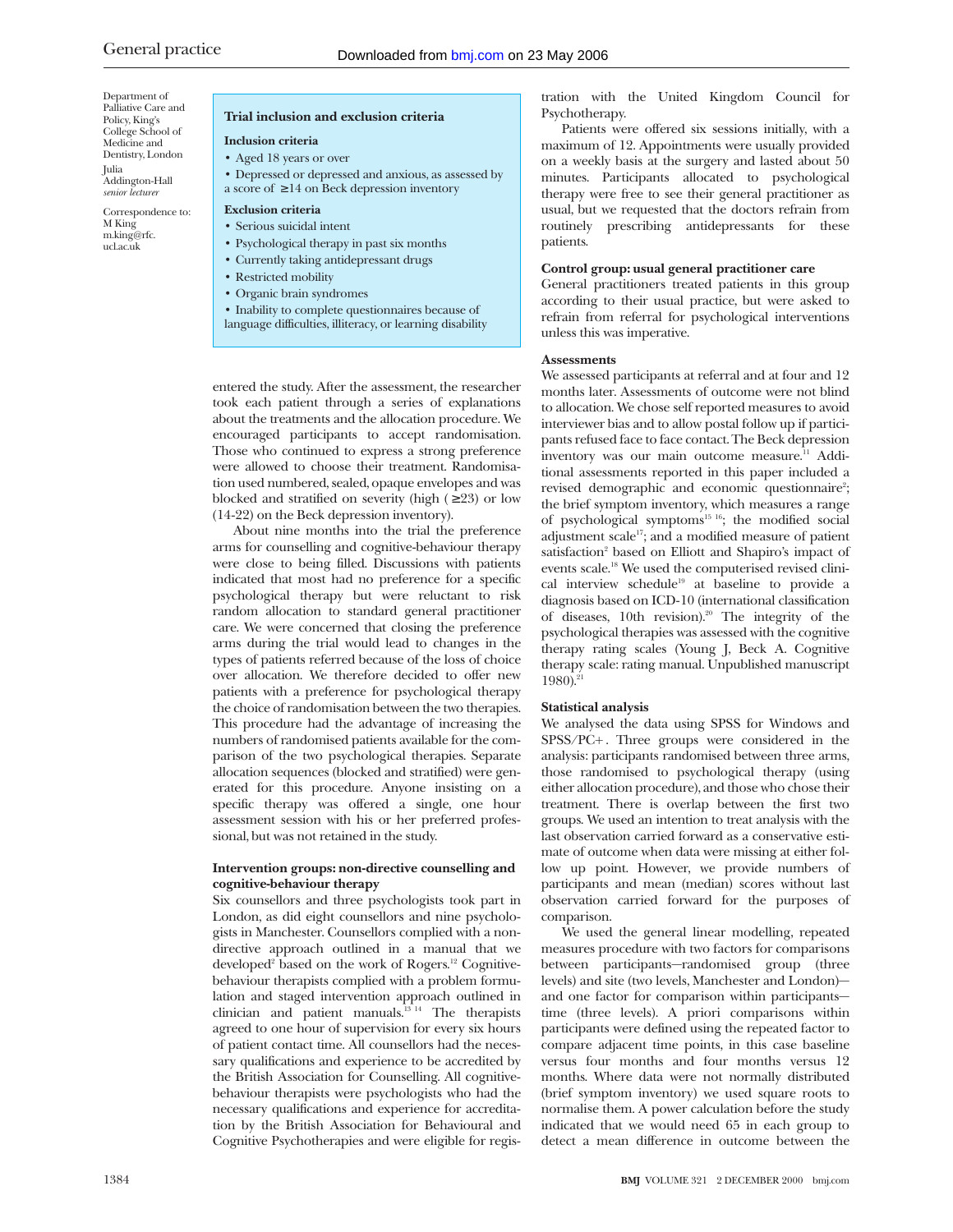Department of Palliative Care and Policy, King's College School of Medicine and Dentistry, London
Julia Addington-Hall
*senior lecturer*

Correspondence to: M King
m.king@rfc.ucl.ac.uk

> **Trial inclusion and exclusion criteria**
>
> **Inclusion criteria**
>
> - Aged 18 years or over
> - Depressed or depressed and anxious, as assessed by a score of ≥14 on Beck depression inventory
>
> **Exclusion criteria**
>
> - Serious suicidal intent
> - Psychological therapy in past six months
> - Currently taking antidepressant drugs
> - Restricted mobility
> - Organic brain syndromes
> - Inability to complete questionnaires because of language difficulties, illiteracy, or learning disability

entered the study. After the assessment, the researcher took each patient through a series of explanations about the treatments and the allocation procedure. We encouraged participants to accept randomisation. Those who continued to express a strong preference were allowed to choose their treatment. Randomisation used numbered, sealed, opaque envelopes and was blocked and stratified on severity (high (≥23) or low (14-22) on the Beck depression inventory).

About nine months into the trial the preference arms for counselling and cognitive-behaviour therapy were close to being filled. Discussions with patients indicated that most had no preference for a specific psychological therapy but were reluctant to risk random allocation to standard general practitioner care. We were concerned that closing the preference arms during the trial would lead to changes in the types of patients referred because of the loss of choice over allocation. We therefore decided to offer new patients with a preference for psychological therapy the choice of randomisation between the two therapies. This procedure had the advantage of increasing the numbers of randomised patients available for the comparison of the two psychological therapies. Separate allocation sequences (blocked and stratified) were generated for this procedure. Anyone insisting on a specific therapy was offered a single, one hour assessment session with his or her preferred professional, but was not retained in the study.

#### Intervention groups: non-directive counselling and cognitive-behaviour therapy

Six counsellors and three psychologists took part in London, as did eight counsellors and nine psychologists in Manchester. Counsellors complied with a non-directive approach outlined in a manual that we developed[2] based on the work of Rogers.[12] Cognitive-behaviour therapists complied with a problem formulation and staged intervention approach outlined in clinician and patient manuals.[13 14] The therapists agreed to one hour of supervision for every six hours of patient contact time. All counsellors had the necessary qualifications and experience to be accredited by the British Association for Counselling. All cognitive-behaviour therapists were psychologists who had the necessary qualifications and experience for accreditation by the British Association for Behavioural and Cognitive Psychotherapies and were eligible for registration with the United Kingdom Council for Psychotherapy.

Patients were offered six sessions initially, with a maximum of 12. Appointments were usually provided on a weekly basis at the surgery and lasted about 50 minutes. Participants allocated to psychological therapy were free to see their general practitioner as usual, but we requested that the doctors refrain from routinely prescribing antidepressants for these patients.

#### Control group: usual general practitioner care

General practitioners treated patients in this group according to their usual practice, but were asked to refrain from referral for psychological interventions unless this was imperative.

#### Assessments

We assessed participants at referral and at four and 12 months later. Assessments of outcome were not blind to allocation. We chose self reported measures to avoid interviewer bias and to allow postal follow up if participants refused face to face contact. The Beck depression inventory was our main outcome measure.[11] Additional assessments reported in this paper included a revised demographic and economic questionnaire[2]; the brief symptom inventory, which measures a range of psychological symptoms[15 16]; the modified social adjustment scale[17]; and a modified measure of patient satisfaction[2] based on Elliott and Shapiro's impact of events scale.[18] We used the computerised revised clinical interview schedule[19] at baseline to provide a diagnosis based on ICD-10 (international classification of diseases, 10th revision).[20] The integrity of the psychological therapies was assessed with the cognitive therapy rating scales (Young J, Beck A. Cognitive therapy scale: rating manual. Unpublished manuscript 1980).[21]

#### Statistical analysis

We analysed the data using SPSS for Windows and SPSS/PC+. Three groups were considered in the analysis: participants randomised between three arms, those randomised to psychological therapy (using either allocation procedure), and those who chose their treatment. There is overlap between the first two groups. We used an intention to treat analysis with the last observation carried forward as a conservative estimate of outcome when data were missing at either follow up point. However, we provide numbers of participants and mean (median) scores without last observation carried forward for the purposes of comparison.

We used the general linear modelling, repeated measures procedure with two factors for comparisons between participants—randomised group (three levels) and site (two levels, Manchester and London)—and one factor for comparison within participants—time (three levels). A priori comparisons within participants were defined using the repeated factor to compare adjacent time points, in this case baseline versus four months and four months versus 12 months. Where data were not normally distributed (brief symptom inventory) we used square roots to normalise them. A power calculation before the study indicated that we would need 65 in each group to detect a mean difference in outcome between the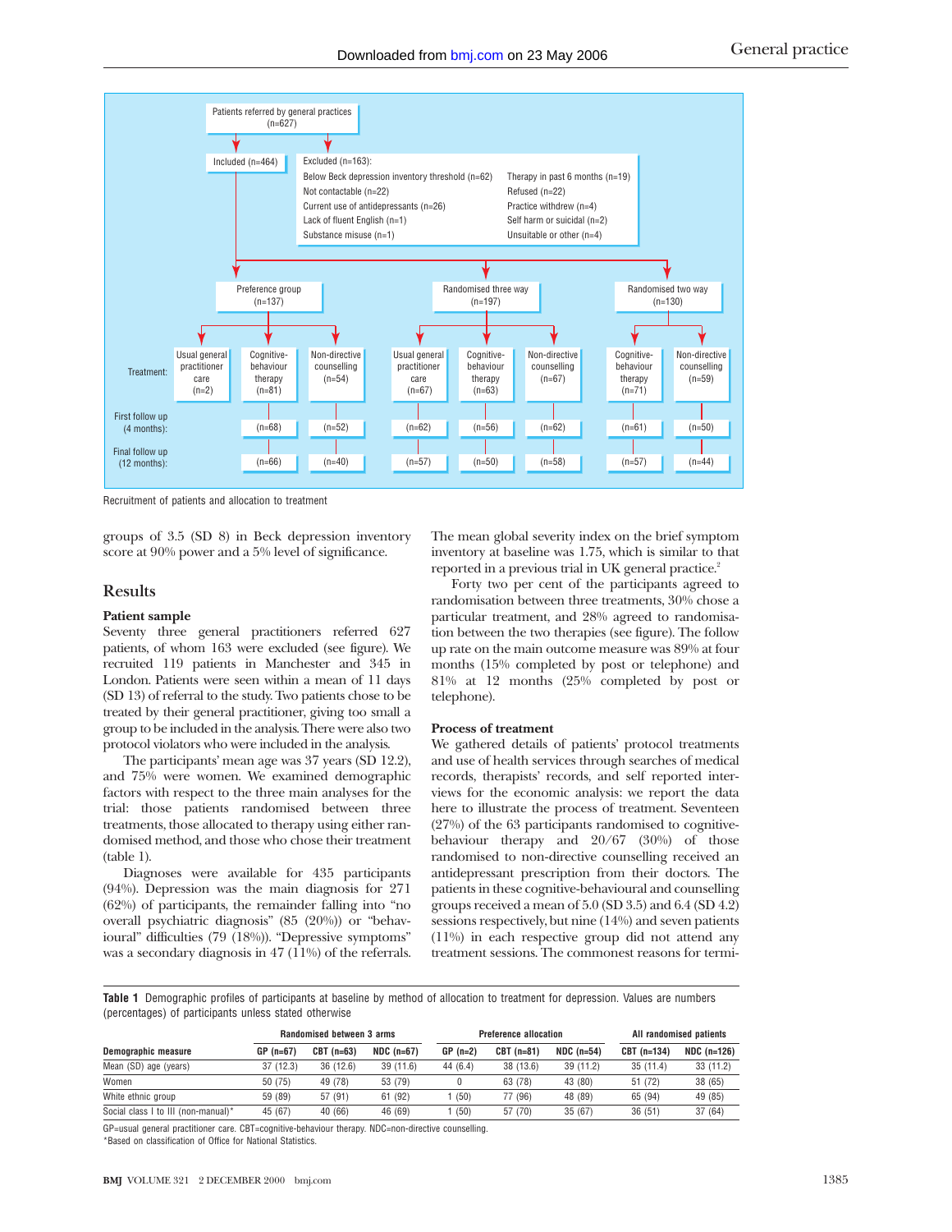Patients referred by general practices (n=627)

Included (n=464)

Excluded (n=163):
- Below Beck depression inventory threshold (n=62)
- Not contactable (n=22)
- Current use of antidepressants (n=26)
- Lack of fluent English (n=1)
- Substance misuse (n=1)
- Therapy in past 6 months (n=19)
- Refused (n=22)
- Practice withdrew (n=4)
- Self harm or suicidal (n=2)
- Unsuitable or other (n=4)

| | Preference group (n=137) | | | Randomised three way (n=197) | | | Randomised two way (n=130) | |
|---|---|---|---|---|---|---|---|---|
| Treatment: | Usual general practitioner care (n=2) | Cognitive-behaviour therapy (n=81) | Non-directive counselling (n=54) | Usual general practitioner care (n=67) | Cognitive-behaviour therapy (n=63) | Non-directive counselling (n=67) | Cognitive-behaviour therapy (n=71) | Non-directive counselling (n=59) |
| First follow up (4 months): | | (n=68) | (n=52) | (n=62) | (n=56) | (n=62) | (n=61) | (n=50) |
| Final follow up (12 months): | | (n=66) | (n=40) | (n=57) | (n=50) | (n=58) | (n=57) | (n=44) |

Recruitment of patients and allocation to treatment

groups of 3.5 (SD 8) in Beck depression inventory score at 90% power and a 5% level of significance.

## Results

### Patient sample

Seventy three general practitioners referred 627 patients, of whom 163 were excluded (see figure). We recruited 119 patients in Manchester and 345 in London. Patients were seen within a mean of 11 days (SD 13) of referral to the study. Two patients chose to be treated by their general practitioner, giving too small a group to be included in the analysis. There were also two protocol violators who were included in the analysis.

The participants' mean age was 37 years (SD 12.2), and 75% were women. We examined demographic factors with respect to the three main analyses for the trial: those patients randomised between three treatments, those allocated to therapy using either randomised method, and those who chose their treatment (table 1).

Diagnoses were available for 435 participants (94%). Depression was the main diagnosis for 271 (62%) of participants, the remainder falling into "no overall psychiatric diagnosis" (85 (20%)) or "behavioural" difficulties (79 (18%)). "Depressive symptoms" was a secondary diagnosis in 47 (11%) of the referrals.

The mean global severity index on the brief symptom inventory at baseline was 1.75, which is similar to that reported in a previous trial in UK general practice.[2]

Forty two per cent of the participants agreed to randomisation between three treatments, 30% chose a particular treatment, and 28% agreed to randomisation between the two therapies (see figure). The follow up rate on the main outcome measure was 89% at four months (15% completed by post or telephone) and 81% at 12 months (25% completed by post or telephone).

### Process of treatment

We gathered details of patients' protocol treatments and use of health services through searches of medical records, therapists' records, and self reported interviews for the economic analysis: we report the data here to illustrate the process of treatment. Seventeen (27%) of the 63 participants randomised to cognitive-behaviour therapy and 20/67 (30%) of those randomised to non-directive counselling received an antidepressant prescription from their doctors. The patients in these cognitive-behavioural and counselling groups received a mean of 5.0 (SD 3.5) and 6.4 (SD 4.2) sessions respectively, but nine (14%) and seven patients (11%) in each respective group did not attend any treatment sessions. The commonest reasons for termi-

**Table 1** Demographic profiles of participants at baseline by method of allocation to treatment for depression. Values are numbers (percentages) of participants unless stated otherwise

| | Randomised between 3 arms | | | Preference allocation | | | All randomised patients | |
|---|---|---|---|---|---|---|---|---|
| **Demographic measure** | **GP (n=67)** | **CBT (n=63)** | **NDC (n=67)** | **GP (n=2)** | **CBT (n=81)** | **NDC (n=54)** | **CBT (n=134)** | **NDC (n=126)** |
| Mean (SD) age (years) | 37 (12.3) | 36 (12.6) | 39 (11.6) | 44 (6.4) | 38 (13.6) | 39 (11.2) | 35 (11.4) | 33 (11.2) |
| Women | 50 (75) | 49 (78) | 53 (79) | 0 | 63 (78) | 43 (80) | 51 (72) | 38 (65) |
| White ethnic group | 59 (89) | 57 (91) | 61 (92) | 1 (50) | 77 (96) | 48 (89) | 65 (94) | 49 (85) |
| Social class I to III (non-manual)* | 45 (67) | 40 (66) | 46 (69) | 1 (50) | 57 (70) | 35 (67) | 36 (51) | 37 (64) |

GP=usual general practitioner care. CBT=cognitive-behaviour therapy. NDC=non-directive counselling.
*Based on classification of Office for National Statistics.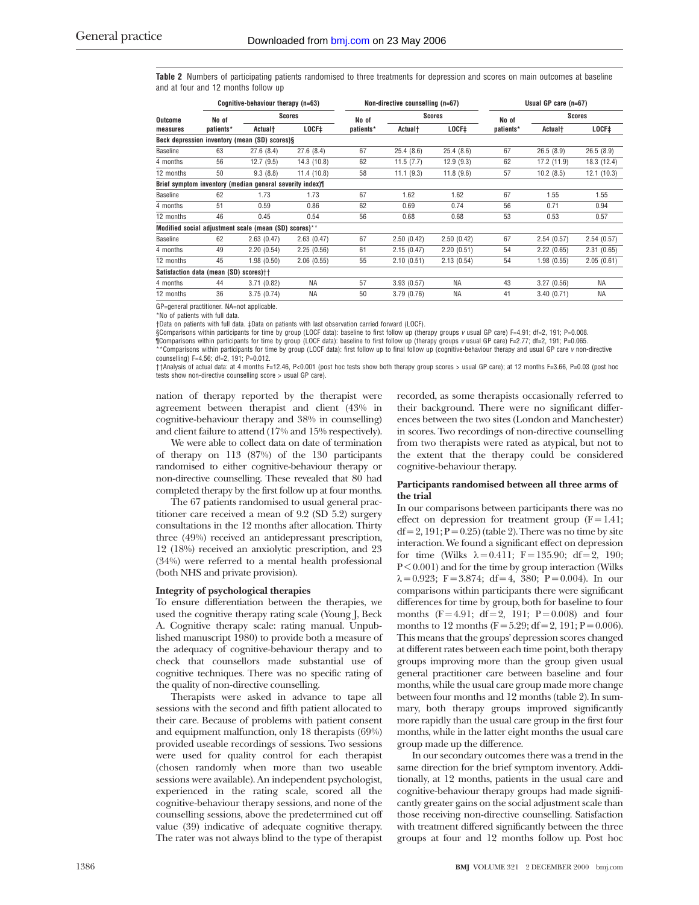**Table 2** Numbers of participating patients randomised to three treatments for depression and scores on main outcomes at baseline and at four and 12 months follow up

| Outcome measures | Cognitive-behaviour therapy (n=63) | | | Non-directive counselling (n=67) | | | Usual GP care (n=67) | | |
|---|---|---|---|---|---|---|---|---|---|
| | No of patients* | Scores | | No of patients* | Scores | | No of patients* | Scores | |
| | | Actual† | LOCF‡ | | Actual† | LOCF‡ | | Actual† | LOCF‡ |
| **Beck depression inventory (mean (SD) scores)§** | | | | | | | | | |
| Baseline | 63 | 27.6 (8.4) | 27.6 (8.4) | 67 | 25.4 (8.6) | 25.4 (8.6) | 67 | 26.5 (8.9) | 26.5 (8.9) |
| 4 months | 56 | 12.7 (9.5) | 14.3 (10.8) | 62 | 11.5 (7.7) | 12.9 (9.3) | 62 | 17.2 (11.9) | 18.3 (12.4) |
| 12 months | 50 | 9.3 (8.8) | 11.4 (10.8) | 58 | 11.1 (9.3) | 11.8 (9.6) | 57 | 10.2 (8.5) | 12.1 (10.3) |
| **Brief symptom inventory (median general severity index)¶** | | | | | | | | | |
| Baseline | 62 | 1.73 | 1.73 | 67 | 1.62 | 1.62 | 67 | 1.55 | 1.55 |
| 4 months | 51 | 0.59 | 0.86 | 62 | 0.69 | 0.74 | 56 | 0.71 | 0.94 |
| 12 months | 46 | 0.45 | 0.54 | 56 | 0.68 | 0.68 | 53 | 0.53 | 0.57 |
| **Modified social adjustment scale (mean (SD) scores)\*\*** | | | | | | | | | |
| Baseline | 62 | 2.63 (0.47) | 2.63 (0.47) | 67 | 2.50 (0.42) | 2.50 (0.42) | 67 | 2.54 (0.57) | 2.54 (0.57) |
| 4 months | 49 | 2.20 (0.54) | 2.25 (0.56) | 61 | 2.15 (0.47) | 2.20 (0.51) | 54 | 2.22 (0.65) | 2.31 (0.65) |
| 12 months | 45 | 1.98 (0.50) | 2.06 (0.55) | 55 | 2.10 (0.51) | 2.13 (0.54) | 54 | 1.98 (0.55) | 2.05 (0.61) |
| **Satisfaction data (mean (SD) scores)††** | | | | | | | | | |
| 4 months | 44 | 3.71 (0.82) | NA | 57 | 3.93 (0.57) | NA | 43 | 3.27 (0.56) | NA |
| 12 months | 36 | 3.75 (0.74) | NA | 50 | 3.79 (0.76) | NA | 41 | 3.40 (0.71) | NA |

GP=general practitioner. NA=not applicable.
*No of patients with full data.
†Data on patients with full data. ‡Data on patients with last observation carried forward (LOCF).
§Comparisons within participants for time by group (LOCF data): baseline to first follow up (therapy groups *v* usual GP care) F=4.91; df=2, 191; P=0.008.
¶Comparisons within participants for time by group (LOCF data): baseline to first follow up (therapy groups *v* usual GP care) F=2.77; df=2, 191; P=0.065.
**Comparisons within participants for time by group (LOCF data): first follow up to final follow up (cognitive-behaviour therapy and usual GP care *v* non-directive counselling) F=4.56; df=2, 191; P=0.012.
††Analysis of actual data: at 4 months F=12.46, P<0.001 (post hoc tests show both therapy group scores > usual GP care); at 12 months F=3.66, P=0.03 (post hoc tests show non-directive counselling score > usual GP care).

nation of therapy reported by the therapist were agreement between therapist and client (43% in cognitive-behaviour therapy and 38% in counselling) and client failure to attend (17% and 15% respectively).

We were able to collect data on date of termination of therapy on 113 (87%) of the 130 participants randomised to either cognitive-behaviour therapy or non-directive counselling. These revealed that 80 had completed therapy by the first follow up at four months.

The 67 patients randomised to usual general practitioner care received a mean of 9.2 (SD 5.2) surgery consultations in the 12 months after allocation. Thirty three (49%) received an antidepressant prescription, 12 (18%) received an anxiolytic prescription, and 23 (34%) were referred to a mental health professional (both NHS and private provision).

### Integrity of psychological therapies

To ensure differentiation between the therapies, we used the cognitive therapy rating scale (Young J, Beck A. Cognitive therapy scale: rating manual. Unpublished manuscript 1980) to provide both a measure of the adequacy of cognitive-behaviour therapy and to check that counsellors made substantial use of cognitive techniques. There was no specific rating of the quality of non-directive counselling.

Therapists were asked in advance to tape all sessions with the second and fifth patient allocated to their care. Because of problems with patient consent and equipment malfunction, only 18 therapists (69%) provided useable recordings of sessions. Two sessions were used for quality control for each therapist (chosen randomly when more than two useable sessions were available). An independent psychologist, experienced in the rating scale, scored all the cognitive-behaviour therapy sessions, and none of the counselling sessions, above the predetermined cut off value (39) indicative of adequate cognitive therapy. The rater was not always blind to the type of therapist recorded, as some therapists occasionally referred to their background. There were no significant differences between the two sites (London and Manchester) in scores. Two recordings of non-directive counselling from two therapists were rated as atypical, but not to the extent that the therapy could be considered cognitive-behaviour therapy.

### Participants randomised between all three arms of the trial

In our comparisons between participants there was no effect on depression for treatment group ($F = 1.41$; $df = 2, 191$; $P = 0.25$) (table 2). There was no time by site interaction. We found a significant effect on depression for time (Wilks $\lambda = 0.411$; $F = 135.90$; $df = 2, 190$; $P < 0.001$) and for the time by group interaction (Wilks $\lambda = 0.923$; $F = 3.874$; $df = 4, 380$; $P = 0.004$). In our comparisons within participants there were significant differences for time by group, both for baseline to four months ($F = 4.91$; $df = 2, 191$; $P = 0.008$) and four months to 12 months ($F = 5.29$; $df = 2, 191$; $P = 0.006$). This means that the groups' depression scores changed at different rates between each time point, both therapy groups improving more than the group given usual general practitioner care between baseline and four months, while the usual care group made more change between four months and 12 months (table 2). In summary, both therapy groups improved significantly more rapidly than the usual care group in the first four months, while in the latter eight months the usual care group made up the difference.

In our secondary outcomes there was a trend in the same direction for the brief symptom inventory. Additionally, at 12 months, patients in the usual care and cognitive-behaviour therapy groups had made significantly greater gains on the social adjustment scale than those receiving non-directive counselling. Satisfaction with treatment differed significantly between the three groups at four and 12 months follow up. Post hoc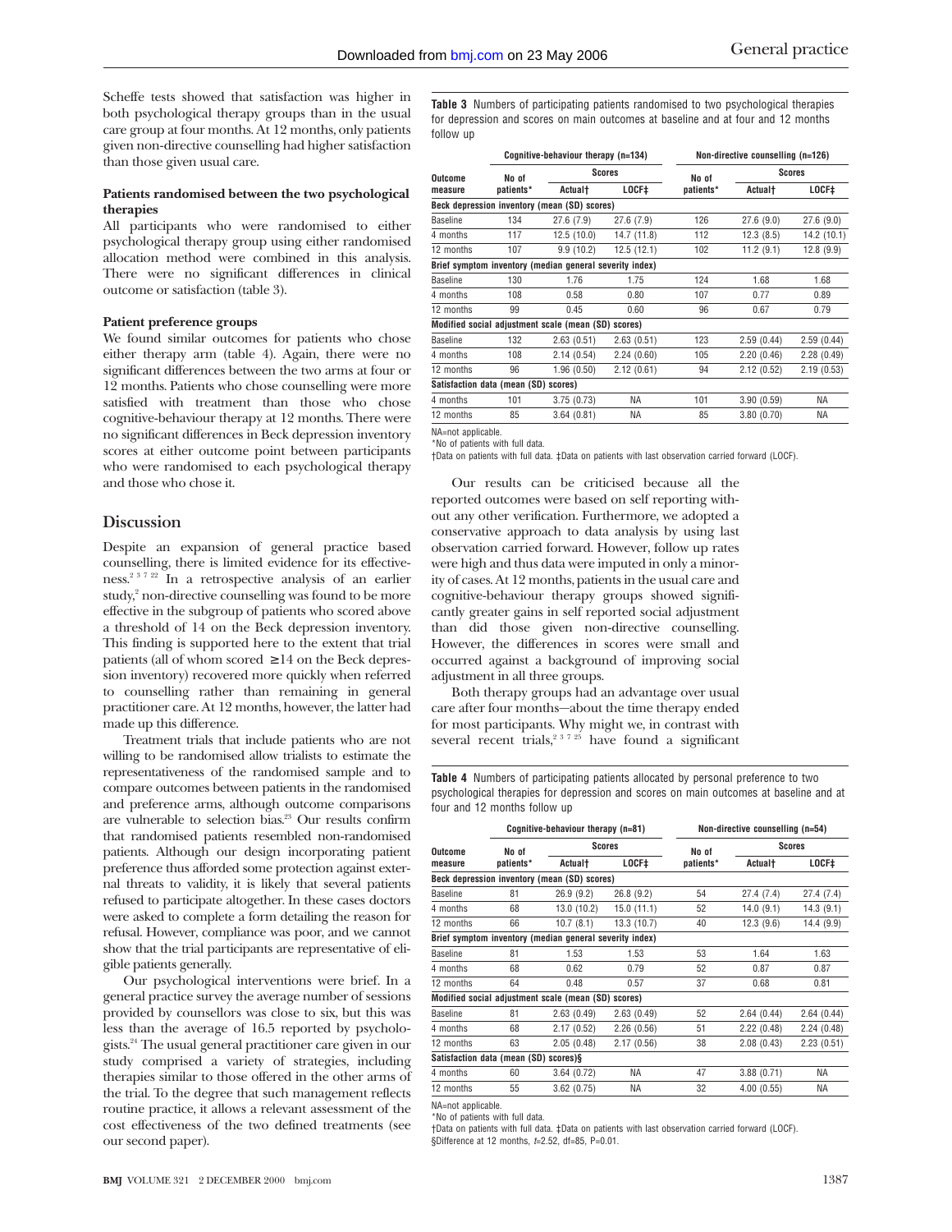Scheffe tests showed that satisfaction was higher in both psychological therapy groups than in the usual care group at four months. At 12 months, only patients given non-directive counselling had higher satisfaction than those given usual care.

**Patients randomised between the two psychological therapies**

All participants who were randomised to either psychological therapy group using either randomised allocation method were combined in this analysis. There were no significant differences in clinical outcome or satisfaction (table 3).

**Patient preference groups**

We found similar outcomes for patients who chose either therapy arm (table 4). Again, there were no significant differences between the two arms at four or 12 months. Patients who chose counselling were more satisfied with treatment than those who chose cognitive-behaviour therapy at 12 months. There were no significant differences in Beck depression inventory scores at either outcome point between participants who were randomised to each psychological therapy and those who chose it.

## Discussion

Despite an expansion of general practice based counselling, there is limited evidence for its effectiveness.[2 3 7 22] In a retrospective analysis of an earlier study,[2] non-directive counselling was found to be more effective in the subgroup of patients who scored above a threshold of 14 on the Beck depression inventory. This finding is supported here to the extent that trial patients (all of whom scored ≥14 on the Beck depression inventory) recovered more quickly when referred to counselling rather than remaining in general practitioner care. At 12 months, however, the latter had made up this difference.

Treatment trials that include patients who are not willing to be randomised allow trialists to estimate the representativeness of the randomised sample and to compare outcomes between patients in the randomised and preference arms, although outcome comparisons are vulnerable to selection bias.[23] Our results confirm that randomised patients resembled non-randomised patients. Although our design incorporating patient preference thus afforded some protection against external threats to validity, it is likely that several patients refused to participate altogether. In these cases doctors were asked to complete a form detailing the reason for refusal. However, compliance was poor, and we cannot show that the trial participants are representative of eligible patients generally.

Our psychological interventions were brief. In a general practice survey the average number of sessions provided by counsellors was close to six, but this was less than the average of 16.5 reported by psychologists.[24] The usual general practitioner care given in our study comprised a variety of strategies, including therapies similar to those offered in the other arms of the trial. To the degree that such management reflects routine practice, it allows a relevant assessment of the cost effectiveness of the two defined treatments (see our second paper).

**Table 3** Numbers of participating patients randomised to two psychological therapies for depression and scores on main outcomes at baseline and at four and 12 months follow up

| Outcome measure | Cognitive-behaviour therapy (n=134) | | | Non-directive counselling (n=126) | | |
|---|---|---|---|---|---|---|
| | No of patients* | Scores | | No of patients* | Scores | |
| | | Actual† | LOCF‡ | | Actual† | LOCF‡ |
| **Beck depression inventory (mean (SD) scores)** | | | | | | |
| Baseline | 134 | 27.6 (7.9) | 27.6 (7.9) | 126 | 27.6 (9.0) | 27.6 (9.0) |
| 4 months | 117 | 12.5 (10.0) | 14.7 (11.8) | 112 | 12.3 (8.5) | 14.2 (10.1) |
| 12 months | 107 | 9.9 (10.2) | 12.5 (12.1) | 102 | 11.2 (9.1) | 12.8 (9.9) |
| **Brief symptom inventory (median general severity index)** | | | | | | |
| Baseline | 130 | 1.76 | 1.75 | 124 | 1.68 | 1.68 |
| 4 months | 108 | 0.58 | 0.80 | 107 | 0.77 | 0.89 |
| 12 months | 99 | 0.45 | 0.60 | 96 | 0.67 | 0.79 |
| **Modified social adjustment scale (mean (SD) scores)** | | | | | | |
| Baseline | 132 | 2.63 (0.51) | 2.63 (0.51) | 123 | 2.59 (0.44) | 2.59 (0.44) |
| 4 months | 108 | 2.14 (0.54) | 2.24 (0.60) | 105 | 2.20 (0.46) | 2.28 (0.49) |
| 12 months | 96 | 1.96 (0.50) | 2.12 (0.61) | 94 | 2.12 (0.52) | 2.19 (0.53) |
| **Satisfaction data (mean (SD) scores)** | | | | | | |
| 4 months | 101 | 3.75 (0.73) | NA | 101 | 3.90 (0.59) | NA |
| 12 months | 85 | 3.64 (0.81) | NA | 85 | 3.80 (0.70) | NA |

NA=not applicable.
*No of patients with full data.
†Data on patients with full data. ‡Data on patients with last observation carried forward (LOCF).

Our results can be criticised because all the reported outcomes were based on self reporting without any other verification. Furthermore, we adopted a conservative approach to data analysis by using last observation carried forward. However, follow up rates were high and thus data were imputed in only a minority of cases. At 12 months, patients in the usual care and cognitive-behaviour therapy groups showed significantly greater gains in self reported social adjustment than did those given non-directive counselling. However, the differences in scores were small and occurred against a background of improving social adjustment in all three groups.

Both therapy groups had an advantage over usual care after four months—about the time therapy ended for most participants. Why might we, in contrast with several recent trials,[2 3 7 25] have found a significant

**Table 4** Numbers of participating patients allocated by personal preference to two psychological therapies for depression and scores on main outcomes at baseline and at four and 12 months follow up

| Outcome measure | Cognitive-behaviour therapy (n=81) | | | Non-directive counselling (n=54) | | |
|---|---|---|---|---|---|---|
| | No of patients* | Scores | | No of patients* | Scores | |
| | | Actual† | LOCF‡ | | Actual† | LOCF‡ |
| **Beck depression inventory (mean (SD) scores)** | | | | | | |
| Baseline | 81 | 26.9 (9.2) | 26.8 (9.2) | 54 | 27.4 (7.4) | 27.4 (7.4) |
| 4 months | 68 | 13.0 (10.2) | 15.0 (11.1) | 52 | 14.0 (9.1) | 14.3 (9.1) |
| 12 months | 66 | 10.7 (8.1) | 13.3 (10.7) | 40 | 12.3 (9.6) | 14.4 (9.9) |
| **Brief symptom inventory (median general severity index)** | | | | | | |
| Baseline | 81 | 1.53 | 1.53 | 53 | 1.64 | 1.63 |
| 4 months | 68 | 0.62 | 0.79 | 52 | 0.87 | 0.87 |
| 12 months | 64 | 0.48 | 0.57 | 37 | 0.68 | 0.81 |
| **Modified social adjustment scale (mean (SD) scores)** | | | | | | |
| Baseline | 81 | 2.63 (0.49) | 2.63 (0.49) | 52 | 2.64 (0.44) | 2.64 (0.44) |
| 4 months | 68 | 2.17 (0.52) | 2.26 (0.56) | 51 | 2.22 (0.48) | 2.24 (0.48) |
| 12 months | 63 | 2.05 (0.48) | 2.17 (0.56) | 38 | 2.08 (0.43) | 2.23 (0.51) |
| **Satisfaction data (mean (SD) scores)§** | | | | | | |
| 4 months | 60 | 3.64 (0.72) | NA | 47 | 3.88 (0.71) | NA |
| 12 months | 55 | 3.62 (0.75) | NA | 32 | 4.00 (0.55) | NA |

NA=not applicable.
*No of patients with full data.
†Data on patients with full data. ‡Data on patients with last observation carried forward (LOCF).
§Difference at 12 months, $t$=2.52, df=85, P=0.01.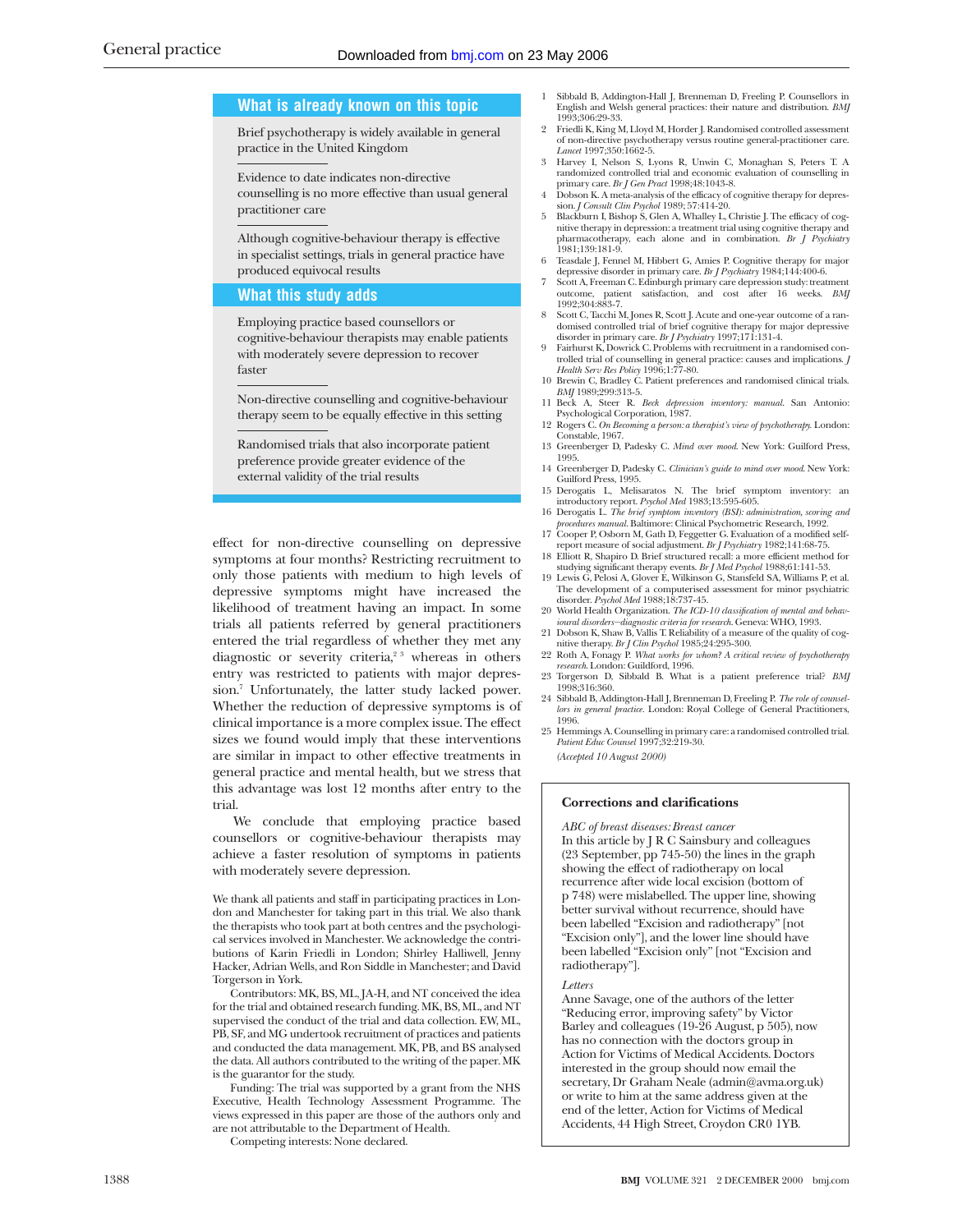## What is already known on this topic

Brief psychotherapy is widely available in general practice in the United Kingdom

Evidence to date indicates non-directive counselling is no more effective than usual general practitioner care

Although cognitive-behaviour therapy is effective in specialist settings, trials in general practice have produced equivocal results

## What this study adds

Employing practice based counsellors or cognitive-behaviour therapists may enable patients with moderately severe depression to recover faster

Non-directive counselling and cognitive-behaviour therapy seem to be equally effective in this setting

Randomised trials that also incorporate patient preference provide greater evidence of the external validity of the trial results

effect for non-directive counselling on depressive symptoms at four months? Restricting recruitment to only those patients with medium to high levels of depressive symptoms might have increased the likelihood of treatment having an impact. In some trials all patients referred by general practitioners entered the trial regardless of whether they met any diagnostic or severity criteria,[2 3] whereas in others entry was restricted to patients with major depression.[7] Unfortunately, the latter study lacked power. Whether the reduction of depressive symptoms is of clinical importance is a more complex issue. The effect sizes we found would imply that these interventions are similar in impact to other effective treatments in general practice and mental health, but we stress that this advantage was lost 12 months after entry to the trial.

We conclude that employing practice based counsellors or cognitive-behaviour therapists may achieve a faster resolution of symptoms in patients with moderately severe depression.

We thank all patients and staff in participating practices in London and Manchester for taking part in this trial. We also thank the therapists who took part at both centres and the psychological services involved in Manchester. We acknowledge the contributions of Karin Friedli in London; Shirley Halliwell, Jenny Hacker, Adrian Wells, and Ron Siddle in Manchester; and David Torgerson in York.

Contributors: MK, BS, ML, JA-H, and NT conceived the idea for the trial and obtained research funding. MK, BS, ML, and NT supervised the conduct of the trial and data collection. EW, ML, PB, SF, and MG undertook recruitment of practices and patients and conducted the data management. MK, PB, and BS analysed the data. All authors contributed to the writing of the paper. MK is the guarantor for the study.

Funding: The trial was supported by a grant from the NHS Executive, Health Technology Assessment Programme. The views expressed in this paper are those of the authors only and are not attributable to the Department of Health.

Competing interests: None declared.

1. Sibbald B, Addington-Hall J, Brenneman D, Freeling P. Counsellors in English and Welsh general practices: their nature and distribution. *BMJ* 1993;306:29-33.
2. Friedli K, King M, Lloyd M, Horder J. Randomised controlled assessment of non-directive psychotherapy versus routine general-practitioner care. *Lancet* 1997;350:1662-5.
3. Harvey I, Nelson S, Lyons R, Unwin C, Monaghan S, Peters T. A randomized controlled trial and economic evaluation of counselling in primary care. *Br J Gen Pract* 1998;48:1043-8.
4. Dobson K. A meta-analysis of the efficacy of cognitive therapy for depression. *J Consult Clin Psychol* 1989; 57:414-20.
5. Blackburn I, Bishop S, Glen A, Whalley L, Christie J. The efficacy of cognitive therapy in depression: a treatment trial using cognitive therapy and pharmacotherapy, each alone and in combination. *Br J Psychiatry* 1981;139:181-9.
6. Teasdale J, Fennel M, Hibbert G, Amies P. Cognitive therapy for major depressive disorder in primary care. *Br J Psychiatry* 1984;144:400-6.
7. Scott A, Freeman C. Edinburgh primary care depression study: treatment outcome, patient satisfaction, and cost after 16 weeks. *BMJ* 1992;304:883-7.
8. Scott C, Tacchi M, Jones R, Scott J. Acute and one-year outcome of a randomised controlled trial of brief cognitive therapy for major depressive disorder in primary care. *Br J Psychiatry* 1997;171:131-4.
9. Fairhurst K, Dowrick C. Problems with recruitment in a randomised controlled trial of counselling in general practice: causes and implications. *J Health Serv Res Policy* 1996;1:77-80.
10. Brewin C, Bradley C. Patient preferences and randomised clinical trials. *BMJ* 1989;299:313-5.
11. Beck A, Steer R. *Beck depression inventory: manual.* San Antonio: Psychological Corporation, 1987.
12. Rogers C. *On Becoming a person: a therapist's view of psychotherapy.* London: Constable, 1967.
13. Greenberger D, Padesky C. *Mind over mood.* New York: Guilford Press, 1995.
14. Greenberger D, Padesky C. *Clinician's guide to mind over mood.* New York: Guilford Press, 1995.
15. Derogatis L, Melisaratos N. The brief symptom inventory: an introductory report. *Psychol Med* 1983;13:595-605.
16. Derogatis L. *The brief symptom inventory (BSI): administration, scoring and procedures manual.* Baltimore: Clinical Psychometric Research, 1992.
17. Cooper P, Osborn M, Gath D, Feggetter G. Evaluation of a modified self-report measure of social adjustment. *Br J Psychiatry* 1982;141:68-75.
18. Elliott R, Shapiro D. Brief structured recall: a more efficient method for studying significant therapy events. *Br J Med Psychol* 1988;61:141-53.
19. Lewis G, Pelosi A, Glover E, Wilkinson G, Stansfeld SA, Williams P, et al. The development of a computerised assessment for minor psychiatric disorder. *Psychol Med* 1988;18:737-45.
20. World Health Organization. *The ICD-10 classification of mental and behavioural disorders—diagnostic criteria for research.* Geneva: WHO, 1993.
21. Dobson K, Shaw B, Vallis T. Reliability of a measure of the quality of cognitive therapy. *Br J Clin Psychol* 1985;24:295-300.
22. Roth A, Fonagy P. *What works for whom? A critical review of psychotherapy research.* London: Guildford, 1996.
23. Torgerson D, Sibbald B. What is a patient preference trial? *BMJ* 1998;316:360.
24. Sibbald B, Addington-Hall J, Brenneman D, Freeling P. *The role of counsellors in general practice.* London: Royal College of General Practitioners, 1996.
25. Hemmings A. Counselling in primary care: a randomised controlled trial. *Patient Educ Counsel* 1997;32:219-30.

*(Accepted 10 August 2000)*

### Corrections and clarifications

*ABC of breast diseases: Breast cancer*
In this article by J R C Sainsbury and colleagues (23 September, pp 745-50) the lines in the graph showing the effect of radiotherapy on local recurrence after wide local excision (bottom of p 748) were mislabelled. The upper line, showing better survival without recurrence, should have been labelled "Excision and radiotherapy" [not "Excision only"], and the lower line should have been labelled "Excision only" [not "Excision and radiotherapy"].

*Letters*
Anne Savage, one of the authors of the letter "Reducing error, improving safety" by Victor Barley and colleagues (19-26 August, p 505), now has no connection with the doctors group in Action for Victims of Medical Accidents. Doctors interested in the group should now email the secretary, Dr Graham Neale (admin@avma.org.uk) or write to him at the same address given at the end of the letter, Action for Victims of Medical Accidents, 44 High Street, Croydon CR0 1YB.